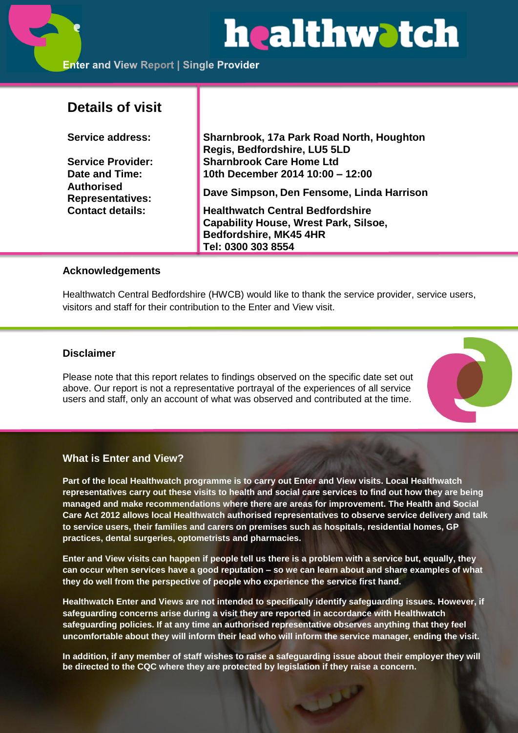# healthwatch

Enter and View Report | Single Provider

## Details of visit

| | |
|---|---|
| **Service address:** | **Sharnbrook, 17a Park Road North, Houghton Regis, Bedfordshire, LU5 5LD** |
| **Service Provider:** | **Sharnbrook Care Home Ltd** |
| **Date and Time:** | **10th December 2014 10:00 – 12:00** |
| **Authorised Representatives:** | **Dave Simpson, Den Fensome, Linda Harrison** |
| **Contact details:** | **Healthwatch Central Bedfordshire Capability House, Wrest Park, Silsoe, Bedfordshire, MK45 4HR Tel: 0300 303 8554** |

### Acknowledgements

Healthwatch Central Bedfordshire (HWCB) would like to thank the service provider, service users, visitors and staff for their contribution to the Enter and View visit.

### Disclaimer

Please note that this report relates to findings observed on the specific date set out above. Our report is not a representative portrayal of the experiences of all service users and staff, only an account of what was observed and contributed at the time.

### What is Enter and View?

**Part of the local Healthwatch programme is to carry out Enter and View visits. Local Healthwatch representatives carry out these visits to health and social care services to find out how they are being managed and make recommendations where there are areas for improvement. The Health and Social Care Act 2012 allows local Healthwatch authorised representatives to observe service delivery and talk to service users, their families and carers on premises such as hospitals, residential homes, GP practices, dental surgeries, optometrists and pharmacies.**

**Enter and View visits can happen if people tell us there is a problem with a service but, equally, they can occur when services have a good reputation – so we can learn about and share examples of what they do well from the perspective of people who experience the service first hand.**

**Healthwatch Enter and Views are not intended to specifically identify safeguarding issues. However, if safeguarding concerns arise during a visit they are reported in accordance with Healthwatch safeguarding policies. If at any time an authorised representative observes anything that they feel uncomfortable about they will inform their lead who will inform the service manager, ending the visit.**

**In addition, if any member of staff wishes to raise a safeguarding issue about their employer they will be directed to the CQC where they are protected by legislation if they raise a concern.**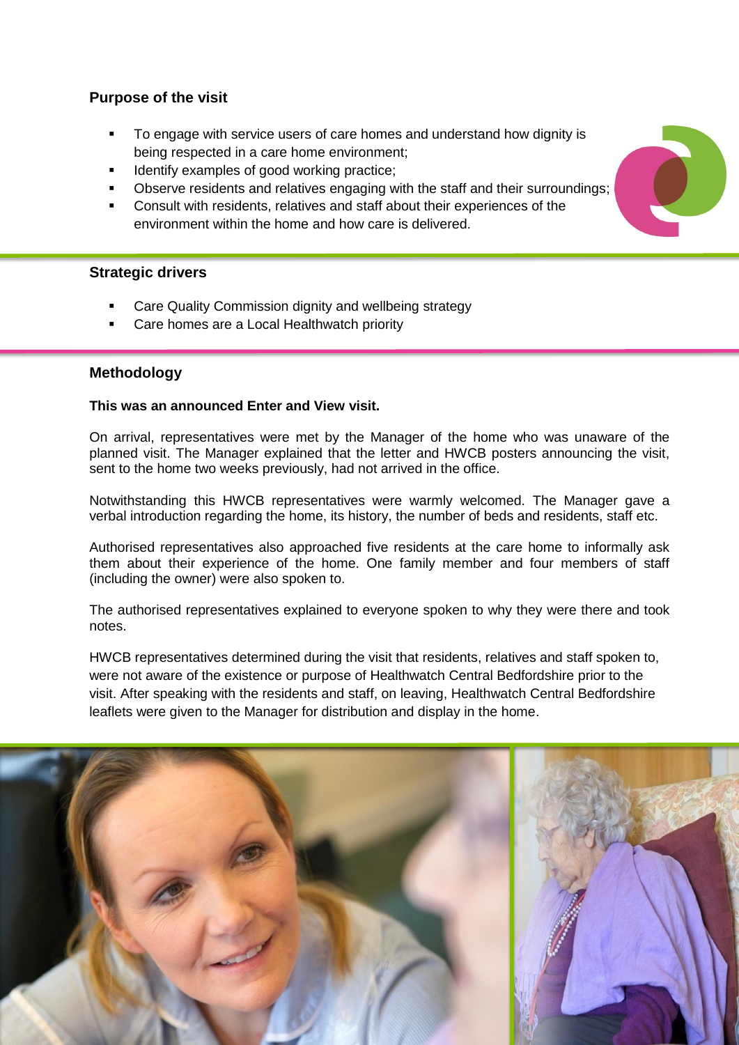## Purpose of the visit

- To engage with service users of care homes and understand how dignity is being respected in a care home environment;
- Identify examples of good working practice;
- Observe residents and relatives engaging with the staff and their surroundings;
- Consult with residents, relatives and staff about their experiences of the environment within the home and how care is delivered.

## Strategic drivers

- Care Quality Commission dignity and wellbeing strategy
- Care homes are a Local Healthwatch priority

## Methodology

**This was an announced Enter and View visit.**

On arrival, representatives were met by the Manager of the home who was unaware of the planned visit. The Manager explained that the letter and HWCB posters announcing the visit, sent to the home two weeks previously, had not arrived in the office.

Notwithstanding this HWCB representatives were warmly welcomed. The Manager gave a verbal introduction regarding the home, its history, the number of beds and residents, staff etc.

Authorised representatives also approached five residents at the care home to informally ask them about their experience of the home. One family member and four members of staff (including the owner) were also spoken to.

The authorised representatives explained to everyone spoken to why they were there and took notes.

HWCB representatives determined during the visit that residents, relatives and staff spoken to, were not aware of the existence or purpose of Healthwatch Central Bedfordshire prior to the visit. After speaking with the residents and staff, on leaving, Healthwatch Central Bedfordshire leaflets were given to the Manager for distribution and display in the home.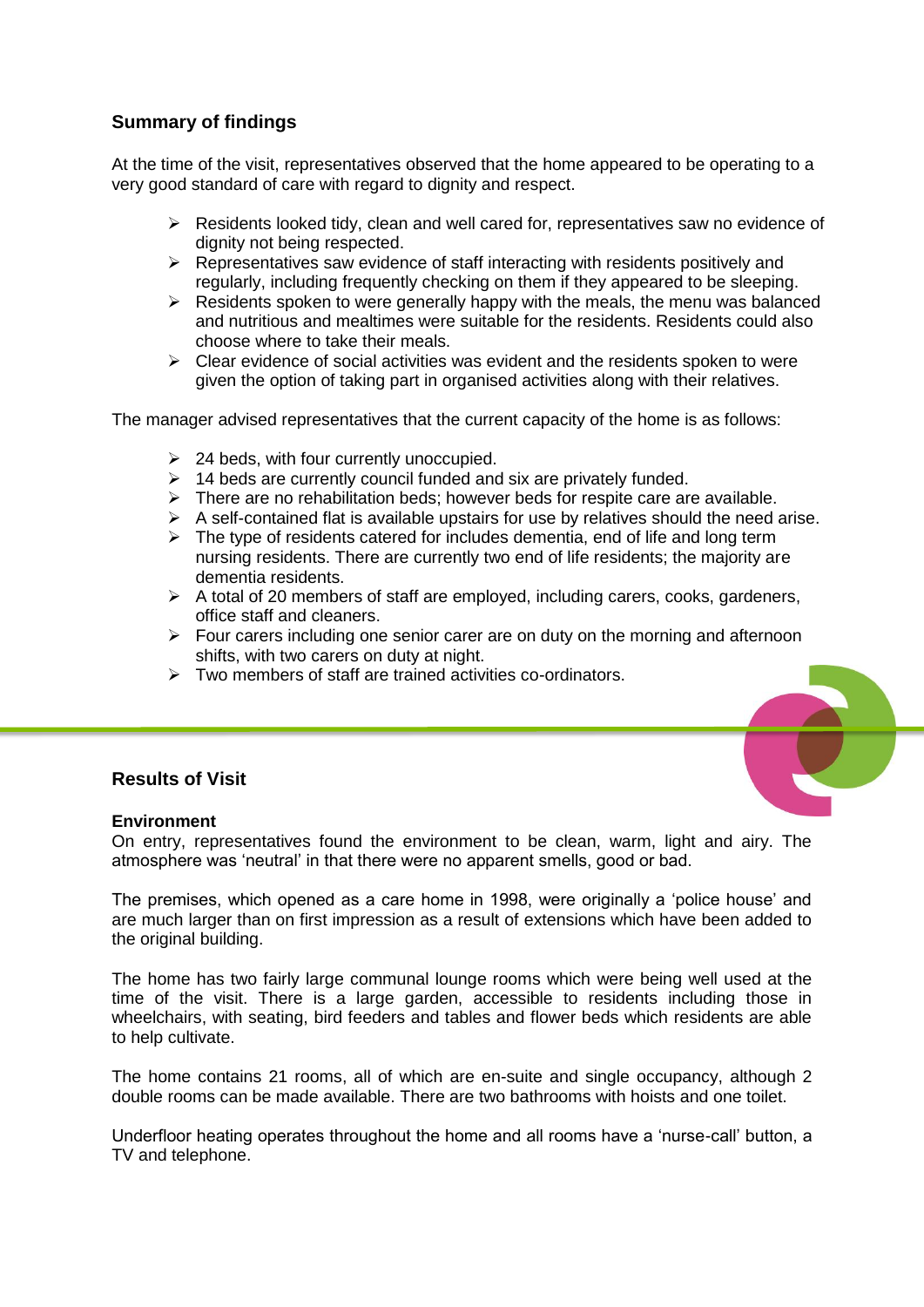## Summary of findings

At the time of the visit, representatives observed that the home appeared to be operating to a very good standard of care with regard to dignity and respect.

- Residents looked tidy, clean and well cared for, representatives saw no evidence of dignity not being respected.
- Representatives saw evidence of staff interacting with residents positively and regularly, including frequently checking on them if they appeared to be sleeping.
- Residents spoken to were generally happy with the meals, the menu was balanced and nutritious and mealtimes were suitable for the residents. Residents could also choose where to take their meals.
- Clear evidence of social activities was evident and the residents spoken to were given the option of taking part in organised activities along with their relatives.

The manager advised representatives that the current capacity of the home is as follows:

- 24 beds, with four currently unoccupied.
- 14 beds are currently council funded and six are privately funded.
- There are no rehabilitation beds; however beds for respite care are available.
- A self-contained flat is available upstairs for use by relatives should the need arise.
- The type of residents catered for includes dementia, end of life and long term nursing residents. There are currently two end of life residents; the majority are dementia residents.
- A total of 20 members of staff are employed, including carers, cooks, gardeners, office staff and cleaners.
- Four carers including one senior carer are on duty on the morning and afternoon shifts, with two carers on duty at night.
- Two members of staff are trained activities co-ordinators.

## Results of Visit

### Environment

On entry, representatives found the environment to be clean, warm, light and airy. The atmosphere was 'neutral' in that there were no apparent smells, good or bad.

The premises, which opened as a care home in 1998, were originally a 'police house' and are much larger than on first impression as a result of extensions which have been added to the original building.

The home has two fairly large communal lounge rooms which were being well used at the time of the visit. There is a large garden, accessible to residents including those in wheelchairs, with seating, bird feeders and tables and flower beds which residents are able to help cultivate.

The home contains 21 rooms, all of which are en-suite and single occupancy, although 2 double rooms can be made available. There are two bathrooms with hoists and one toilet.

Underfloor heating operates throughout the home and all rooms have a 'nurse-call' button, a TV and telephone.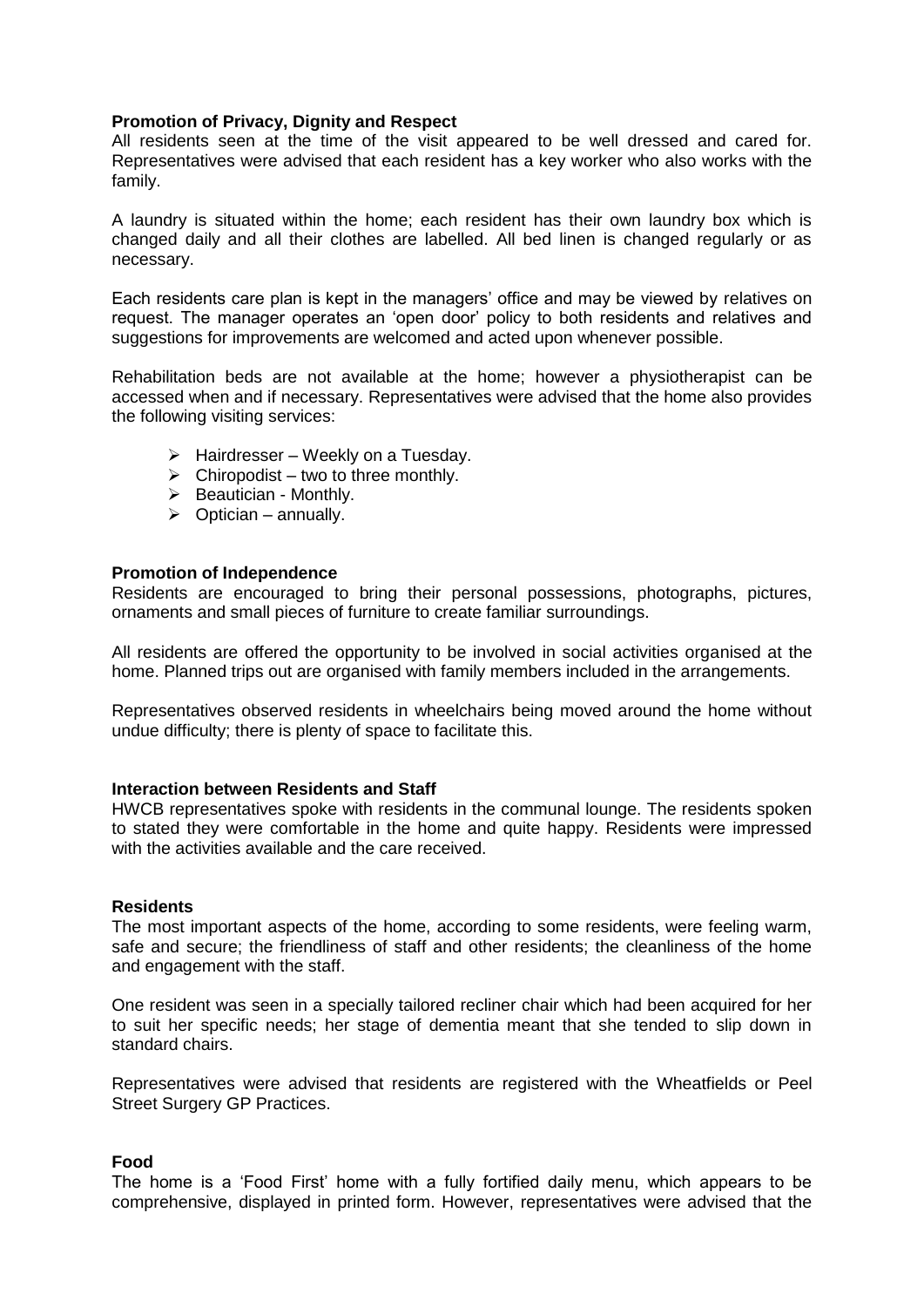**Promotion of Privacy, Dignity and Respect**

All residents seen at the time of the visit appeared to be well dressed and cared for. Representatives were advised that each resident has a key worker who also works with the family.

A laundry is situated within the home; each resident has their own laundry box which is changed daily and all their clothes are labelled. All bed linen is changed regularly or as necessary.

Each residents care plan is kept in the managers' office and may be viewed by relatives on request. The manager operates an 'open door' policy to both residents and relatives and suggestions for improvements are welcomed and acted upon whenever possible.

Rehabilitation beds are not available at the home; however a physiotherapist can be accessed when and if necessary. Representatives were advised that the home also provides the following visiting services:

- Hairdresser – Weekly on a Tuesday.
- Chiropodist – two to three monthly.
- Beautician - Monthly.
- Optician – annually.

**Promotion of Independence**

Residents are encouraged to bring their personal possessions, photographs, pictures, ornaments and small pieces of furniture to create familiar surroundings.

All residents are offered the opportunity to be involved in social activities organised at the home. Planned trips out are organised with family members included in the arrangements.

Representatives observed residents in wheelchairs being moved around the home without undue difficulty; there is plenty of space to facilitate this.

**Interaction between Residents and Staff**

HWCB representatives spoke with residents in the communal lounge. The residents spoken to stated they were comfortable in the home and quite happy. Residents were impressed with the activities available and the care received.

**Residents**

The most important aspects of the home, according to some residents, were feeling warm, safe and secure; the friendliness of staff and other residents; the cleanliness of the home and engagement with the staff.

One resident was seen in a specially tailored recliner chair which had been acquired for her to suit her specific needs; her stage of dementia meant that she tended to slip down in standard chairs.

Representatives were advised that residents are registered with the Wheatfields or Peel Street Surgery GP Practices.

**Food**

The home is a 'Food First' home with a fully fortified daily menu, which appears to be comprehensive, displayed in printed form. However, representatives were advised that the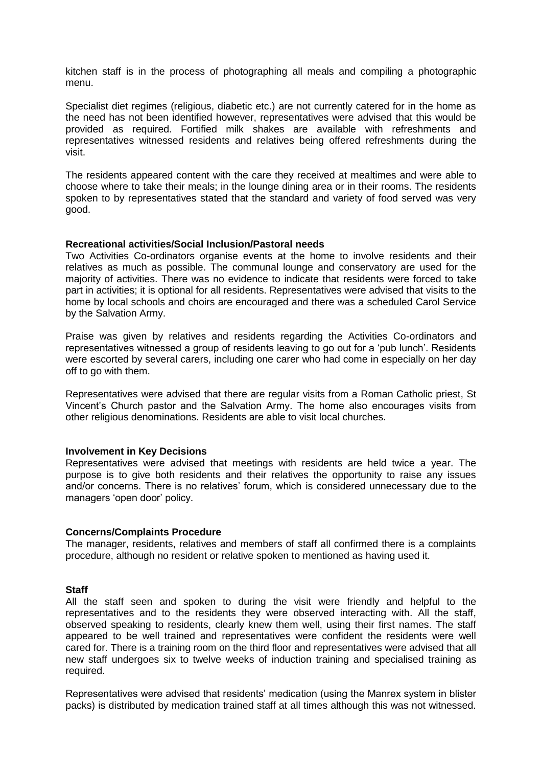kitchen staff is in the process of photographing all meals and compiling a photographic menu.

Specialist diet regimes (religious, diabetic etc.) are not currently catered for in the home as the need has not been identified however, representatives were advised that this would be provided as required. Fortified milk shakes are available with refreshments and representatives witnessed residents and relatives being offered refreshments during the visit.

The residents appeared content with the care they received at mealtimes and were able to choose where to take their meals; in the lounge dining area or in their rooms. The residents spoken to by representatives stated that the standard and variety of food served was very good.

**Recreational activities/Social Inclusion/Pastoral needs**

Two Activities Co-ordinators organise events at the home to involve residents and their relatives as much as possible. The communal lounge and conservatory are used for the majority of activities. There was no evidence to indicate that residents were forced to take part in activities; it is optional for all residents. Representatives were advised that visits to the home by local schools and choirs are encouraged and there was a scheduled Carol Service by the Salvation Army.

Praise was given by relatives and residents regarding the Activities Co-ordinators and representatives witnessed a group of residents leaving to go out for a 'pub lunch'. Residents were escorted by several carers, including one carer who had come in especially on her day off to go with them.

Representatives were advised that there are regular visits from a Roman Catholic priest, St Vincent's Church pastor and the Salvation Army. The home also encourages visits from other religious denominations. Residents are able to visit local churches.

**Involvement in Key Decisions**

Representatives were advised that meetings with residents are held twice a year. The purpose is to give both residents and their relatives the opportunity to raise any issues and/or concerns. There is no relatives' forum, which is considered unnecessary due to the managers 'open door' policy.

**Concerns/Complaints Procedure**

The manager, residents, relatives and members of staff all confirmed there is a complaints procedure, although no resident or relative spoken to mentioned as having used it.

**Staff**

All the staff seen and spoken to during the visit were friendly and helpful to the representatives and to the residents they were observed interacting with. All the staff, observed speaking to residents, clearly knew them well, using their first names. The staff appeared to be well trained and representatives were confident the residents were well cared for. There is a training room on the third floor and representatives were advised that all new staff undergoes six to twelve weeks of induction training and specialised training as required.

Representatives were advised that residents' medication (using the Manrex system in blister packs) is distributed by medication trained staff at all times although this was not witnessed.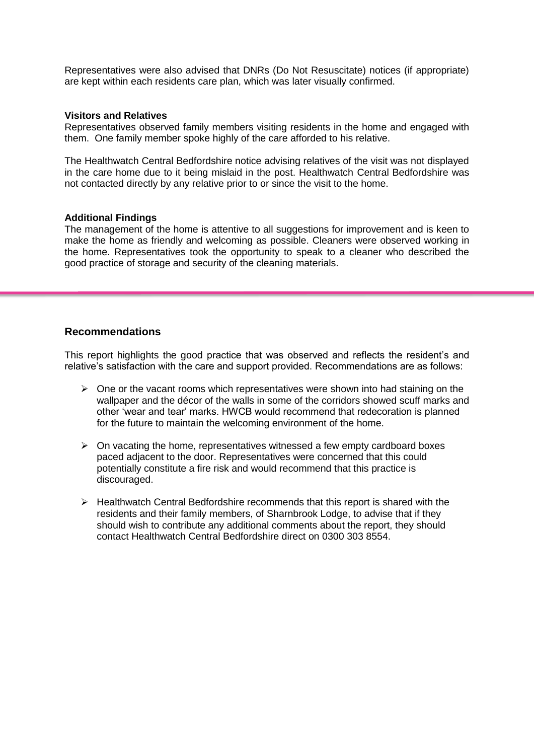Representatives were also advised that DNRs (Do Not Resuscitate) notices (if appropriate) are kept within each residents care plan, which was later visually confirmed.

**Visitors and Relatives**

Representatives observed family members visiting residents in the home and engaged with them. One family member spoke highly of the care afforded to his relative.

The Healthwatch Central Bedfordshire notice advising relatives of the visit was not displayed in the care home due to it being mislaid in the post. Healthwatch Central Bedfordshire was not contacted directly by any relative prior to or since the visit to the home.

**Additional Findings**

The management of the home is attentive to all suggestions for improvement and is keen to make the home as friendly and welcoming as possible. Cleaners were observed working in the home. Representatives took the opportunity to speak to a cleaner who described the good practice of storage and security of the cleaning materials.

---

## Recommendations

This report highlights the good practice that was observed and reflects the resident's and relative's satisfaction with the care and support provided. Recommendations are as follows:

- One or the vacant rooms which representatives were shown into had staining on the wallpaper and the décor of the walls in some of the corridors showed scuff marks and other 'wear and tear' marks. HWCB would recommend that redecoration is planned for the future to maintain the welcoming environment of the home.
- On vacating the home, representatives witnessed a few empty cardboard boxes paced adjacent to the door. Representatives were concerned that this could potentially constitute a fire risk and would recommend that this practice is discouraged.
- Healthwatch Central Bedfordshire recommends that this report is shared with the residents and their family members, of Sharnbrook Lodge, to advise that if they should wish to contribute any additional comments about the report, they should contact Healthwatch Central Bedfordshire direct on 0300 303 8554.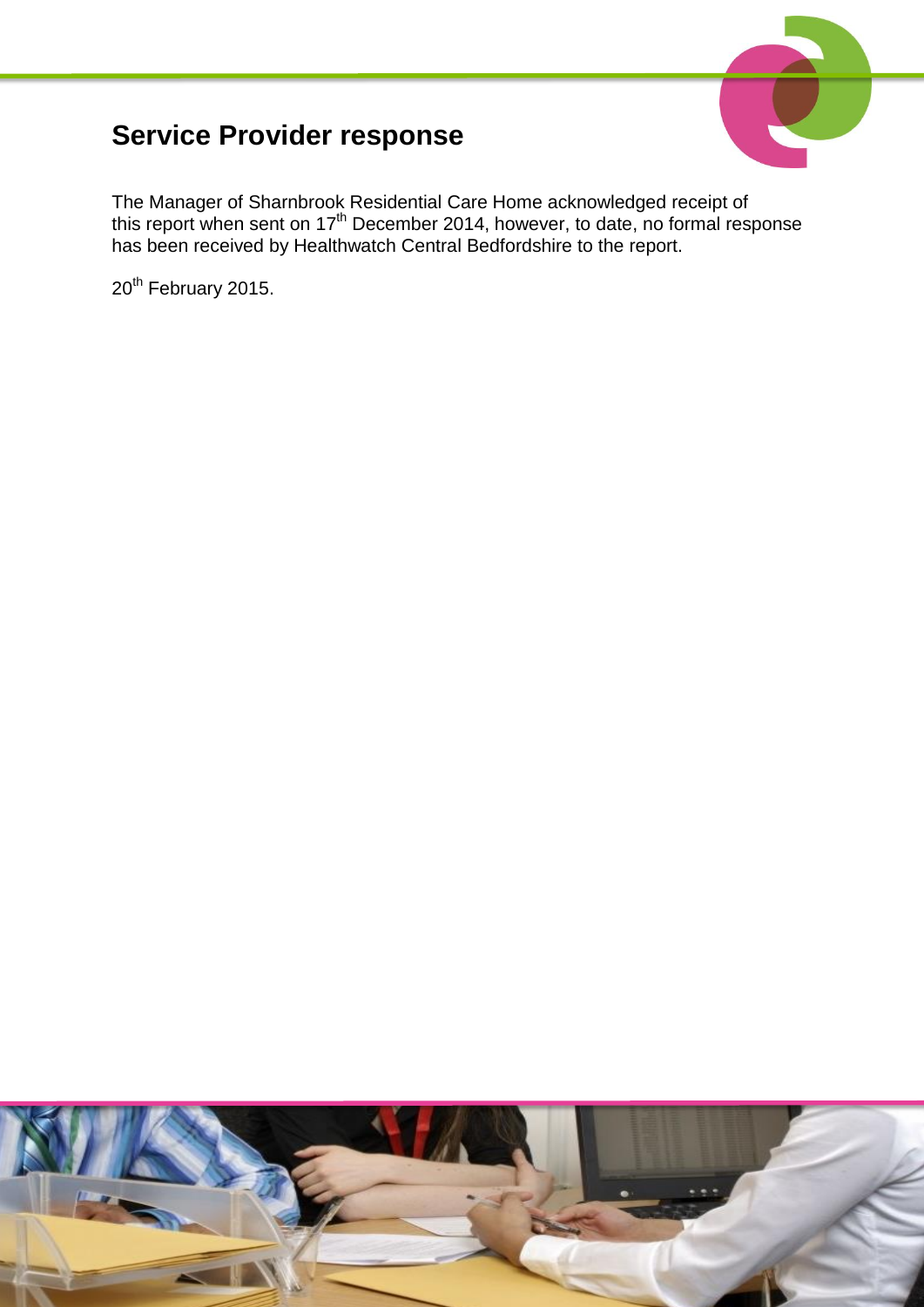# Service Provider response

The Manager of Sharnbrook Residential Care Home acknowledged receipt of this report when sent on 17th December 2014, however, to date, no formal response has been received by Healthwatch Central Bedfordshire to the report.

20th February 2015.